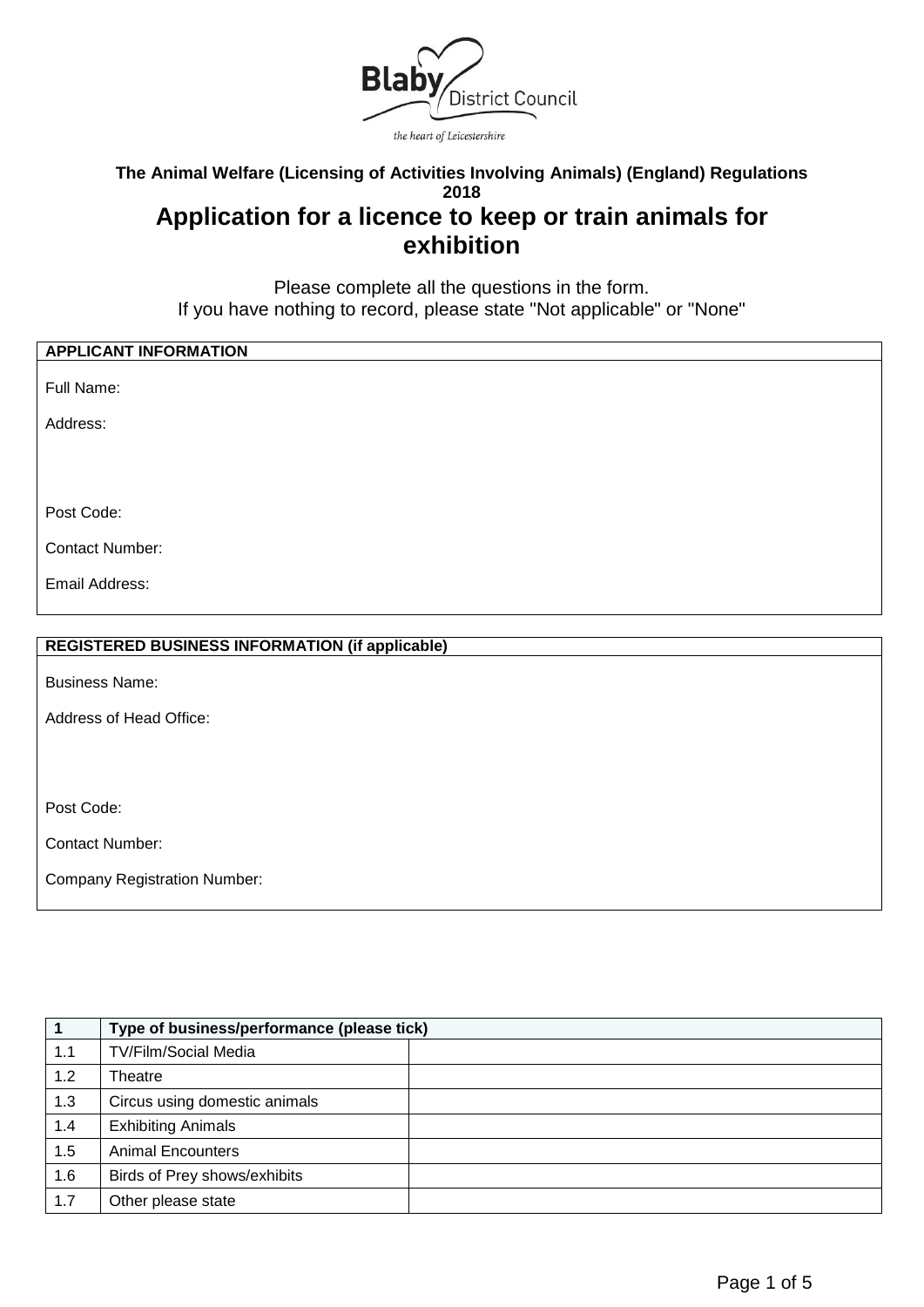Blaby District Council

the heart of Leicestershire

**The Animal Welfare (Licensing of Activities Involving Animals) (England) Regulations 2018**

# Application for a licence to keep or train animals for exhibition

Please complete all the questions in the form.
If you have nothing to record, please state "Not applicable" or "None"

| **APPLICANT INFORMATION** |
|---|
| Full Name: |
| Address: |
| Post Code: |
| Contact Number: |
| Email Address: |

| **REGISTERED BUSINESS INFORMATION (if applicable)** |
|---|
| Business Name: |
| Address of Head Office: |
| Post Code: |
| Contact Number: |
| Company Registration Number: |

| **1** | **Type of business/performance (please tick)** | |
|---|---|---|
| 1.1 | TV/Film/Social Media | |
| 1.2 | Theatre | |
| 1.3 | Circus using domestic animals | |
| 1.4 | Exhibiting Animals | |
| 1.5 | Animal Encounters | |
| 1.6 | Birds of Prey shows/exhibits | |
| 1.7 | Other please state | |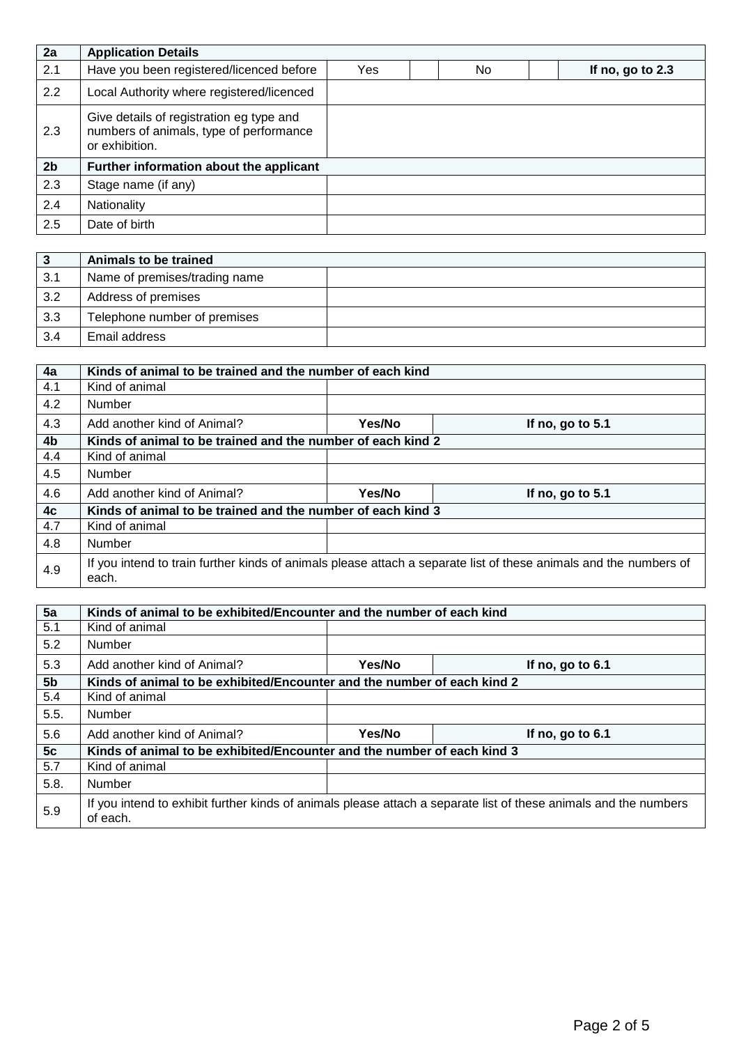| 2a | Application Details | | | | | |
|---|---|---|---|---|---|---|
| 2.1 | Have you been registered/licenced before | Yes | | No | | If no, go to 2.3 |
| 2.2 | Local Authority where registered/licenced | | | | | |
| 2.3 | Give details of registration eg type and numbers of animals, type of performance or exhibition. | | | | | |
| **2b** | **Further information about the applicant** | | | | | |
| 2.3 | Stage name (if any) | | | | | |
| 2.4 | Nationality | | | | | |
| 2.5 | Date of birth | | | | | |

| 3 | Animals to be trained | |
|---|---|---|
| 3.1 | Name of premises/trading name | |
| 3.2 | Address of premises | |
| 3.3 | Telephone number of premises | |
| 3.4 | Email address | |

| 4a | Kinds of animal to be trained and the number of each kind | | |
|---|---|---|---|
| 4.1 | Kind of animal | | |
| 4.2 | Number | | |
| 4.3 | Add another kind of Animal? | **Yes/No** | **If no, go to 5.1** |
| **4b** | **Kinds of animal to be trained and the number of each kind 2** | | |
| 4.4 | Kind of animal | | |
| 4.5 | Number | | |
| 4.6 | Add another kind of Animal? | **Yes/No** | **If no, go to 5.1** |
| **4c** | **Kinds of animal to be trained and the number of each kind 3** | | |
| 4.7 | Kind of animal | | |
| 4.8 | Number | | |
| 4.9 | If you intend to train further kinds of animals please attach a separate list of these animals and the numbers of each. | | |

| 5a | Kinds of animal to be exhibited/Encounter and the number of each kind | | |
|---|---|---|---|
| 5.1 | Kind of animal | | |
| 5.2 | Number | | |
| 5.3 | Add another kind of Animal? | **Yes/No** | **If no, go to 6.1** |
| **5b** | **Kinds of animal to be exhibited/Encounter and the number of each kind 2** | | |
| 5.4 | Kind of animal | | |
| 5.5. | Number | | |
| 5.6 | Add another kind of Animal? | **Yes/No** | **If no, go to 6.1** |
| **5c** | **Kinds of animal to be exhibited/Encounter and the number of each kind 3** | | |
| 5.7 | Kind of animal | | |
| 5.8. | Number | | |
| 5.9 | If you intend to exhibit further kinds of animals please attach a separate list of these animals and the numbers of each. | | |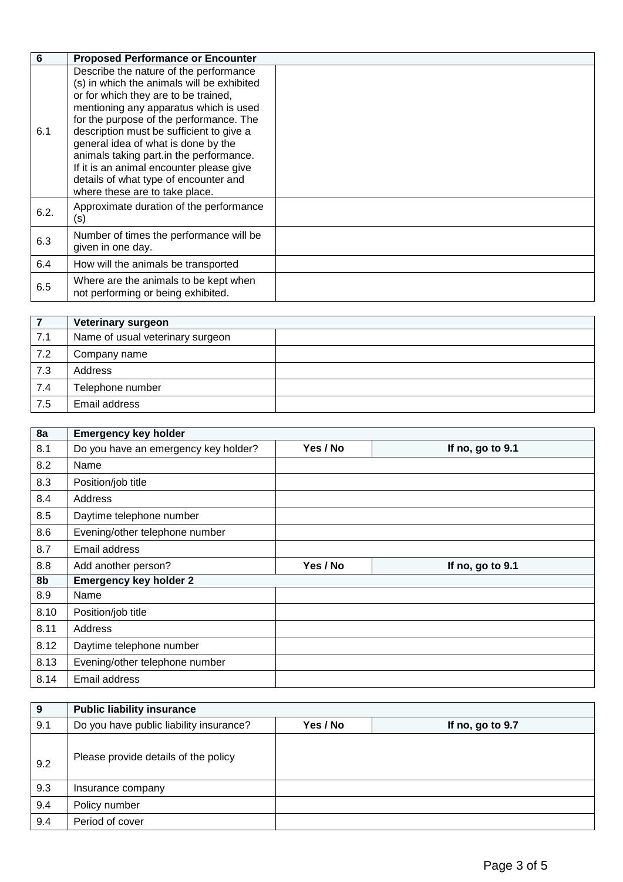| 6 | Proposed Performance or Encounter | |
|---|---|---|
| 6.1 | Describe the nature of the performance (s) in which the animals will be exhibited or for which they are to be trained, mentioning any apparatus which is used for the purpose of the performance. The description must be sufficient to give a general idea of what is done by the animals taking part.in the performance. If it is an animal encounter please give details of what type of encounter and where these are to take place. | |
| 6.2. | Approximate duration of the performance (s) | |
| 6.3 | Number of times the performance will be given in one day. | |
| 6.4 | How will the animals be transported | |
| 6.5 | Where are the animals to be kept when not performing or being exhibited. | |

| 7 | Veterinary surgeon | |
|---|---|---|
| 7.1 | Name of usual veterinary surgeon | |
| 7.2 | Company name | |
| 7.3 | Address | |
| 7.4 | Telephone number | |
| 7.5 | Email address | |

| 8a | Emergency key holder | | |
|---|---|---|---|
| 8.1 | Do you have an emergency key holder? | Yes / No | If no, go to 9.1 |
| 8.2 | Name | | |
| 8.3 | Position/job title | | |
| 8.4 | Address | | |
| 8.5 | Daytime telephone number | | |
| 8.6 | Evening/other telephone number | | |
| 8.7 | Email address | | |
| 8.8 | Add another person? | Yes / No | If no, go to 9.1 |
| 8b | Emergency key holder 2 | | |
| 8.9 | Name | | |
| 8.10 | Position/job title | | |
| 8.11 | Address | | |
| 8.12 | Daytime telephone number | | |
| 8.13 | Evening/other telephone number | | |
| 8.14 | Email address | | |

| 9 | Public liability insurance | | |
|---|---|---|---|
| 9.1 | Do you have public liability insurance? | Yes / No | If no, go to 9.7 |
| 9.2 | Please provide details of the policy | | |
| 9.3 | Insurance company | | |
| 9.4 | Policy number | | |
| 9.4 | Period of cover | | |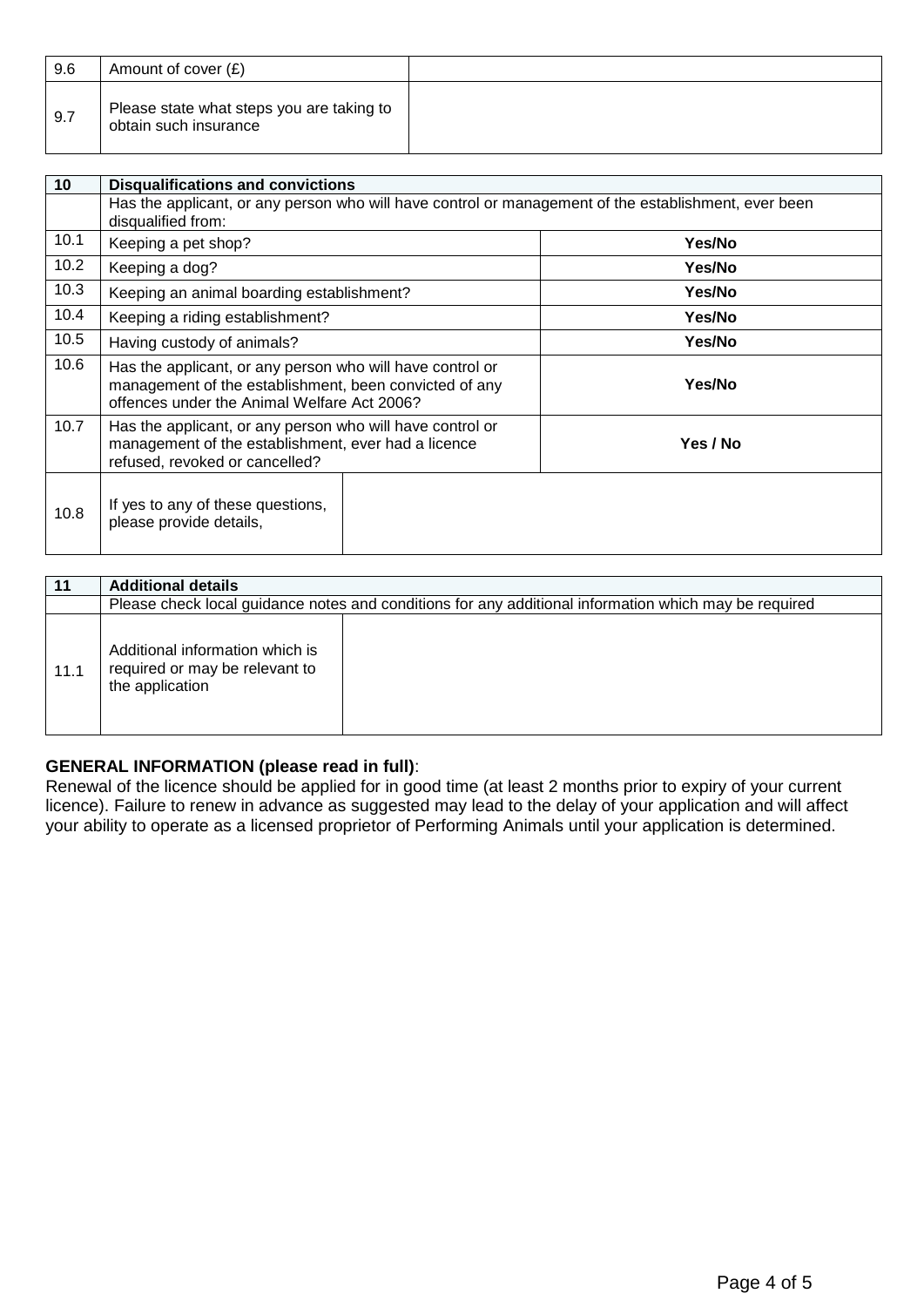| 9.6 | Amount of cover (£) | |
|---|---|---|
| 9.7 | Please state what steps you are taking to obtain such insurance | |

| 10 | **Disqualifications and convictions** | |
|---|---|---|
| | Has the applicant, or any person who will have control or management of the establishment, ever been disqualified from: | |
| 10.1 | Keeping a pet shop? | **Yes/No** |
| 10.2 | Keeping a dog? | **Yes/No** |
| 10.3 | Keeping an animal boarding establishment? | **Yes/No** |
| 10.4 | Keeping a riding establishment? | **Yes/No** |
| 10.5 | Having custody of animals? | **Yes/No** |
| 10.6 | Has the applicant, or any person who will have control or management of the establishment, been convicted of any offences under the Animal Welfare Act 2006? | **Yes/No** |
| 10.7 | Has the applicant, or any person who will have control or management of the establishment, ever had a licence refused, revoked or cancelled? | **Yes / No** |
| 10.8 | If yes to any of these questions, please provide details, | |

| 11 | **Additional details** | |
|---|---|---|
| | Please check local guidance notes and conditions for any additional information which may be required | |
| 11.1 | Additional information which is required or may be relevant to the application | |

**GENERAL INFORMATION (please read in full)**:
Renewal of the licence should be applied for in good time (at least 2 months prior to expiry of your current licence). Failure to renew in advance as suggested may lead to the delay of your application and will affect your ability to operate as a licensed proprietor of Performing Animals until your application is determined.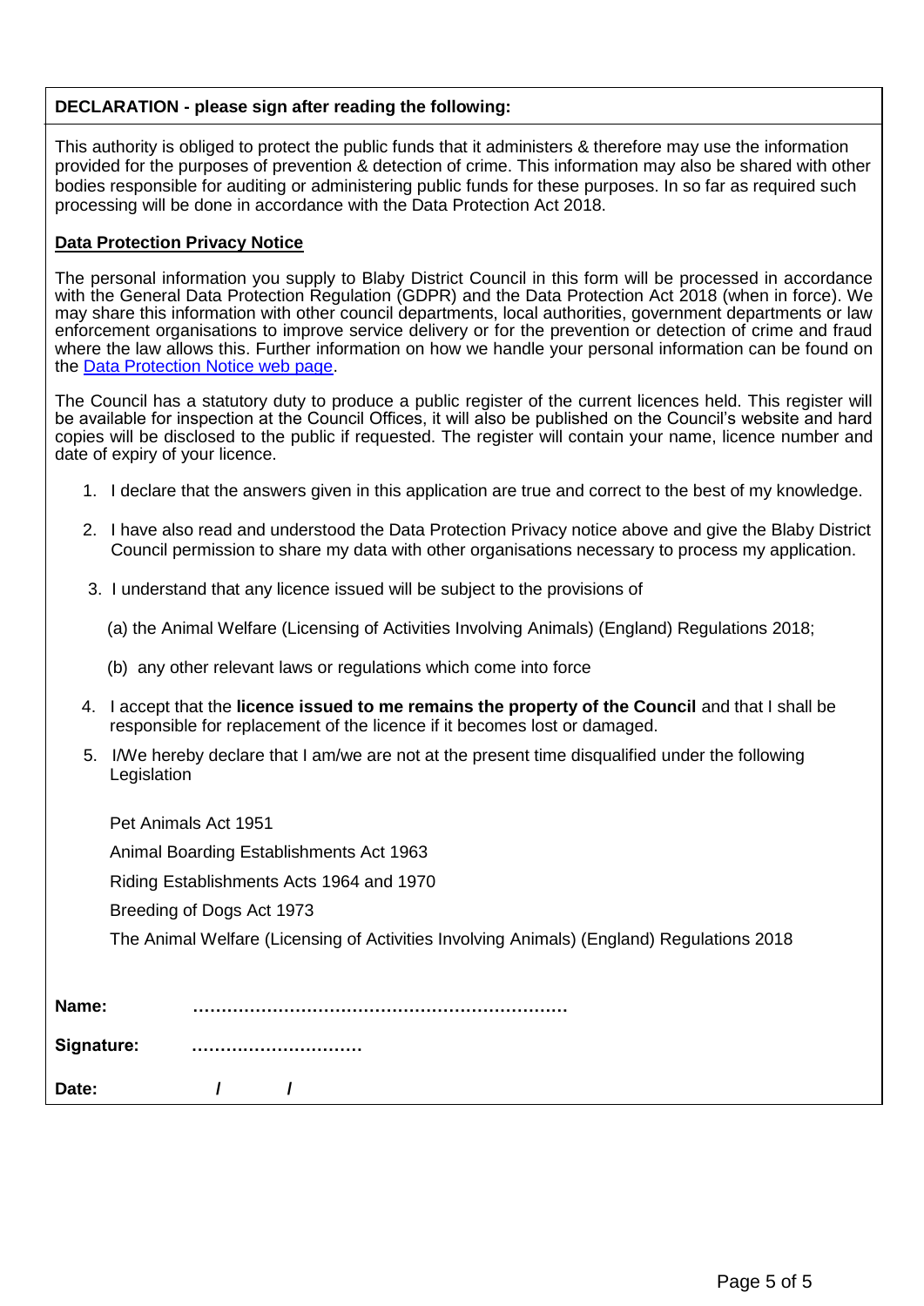**DECLARATION - please sign after reading the following:**

This authority is obliged to protect the public funds that it administers & therefore may use the information provided for the purposes of prevention & detection of crime. This information may also be shared with other bodies responsible for auditing or administering public funds for these purposes. In so far as required such processing will be done in accordance with the Data Protection Act 2018.

**Data Protection Privacy Notice**

The personal information you supply to Blaby District Council in this form will be processed in accordance with the General Data Protection Regulation (GDPR) and the Data Protection Act 2018 (when in force). We may share this information with other council departments, local authorities, government departments or law enforcement organisations to improve service delivery or for the prevention or detection of crime and fraud where the law allows this. Further information on how we handle your personal information can be found on the Data Protection Notice web page.

The Council has a statutory duty to produce a public register of the current licences held. This register will be available for inspection at the Council Offices, it will also be published on the Council's website and hard copies will be disclosed to the public if requested. The register will contain your name, licence number and date of expiry of your licence.

1. I declare that the answers given in this application are true and correct to the best of my knowledge.
2. I have also read and understood the Data Protection Privacy notice above and give the Blaby District Council permission to share my data with other organisations necessary to process my application.
3. I understand that any licence issued will be subject to the provisions of

   (a) the Animal Welfare (Licensing of Activities Involving Animals) (England) Regulations 2018;

   (b) any other relevant laws or regulations which come into force

4. I accept that the **licence issued to me remains the property of the Council** and that I shall be responsible for replacement of the licence if it becomes lost or damaged.
5. I/We hereby declare that I am/we are not at the present time disqualified under the following Legislation

   Pet Animals Act 1951

   Animal Boarding Establishments Act 1963

   Riding Establishments Acts 1964 and 1970

   Breeding of Dogs Act 1973

   The Animal Welfare (Licensing of Activities Involving Animals) (England) Regulations 2018

**Name:** …………………………………………………………

**Signature:** …………………………

**Date:** / /